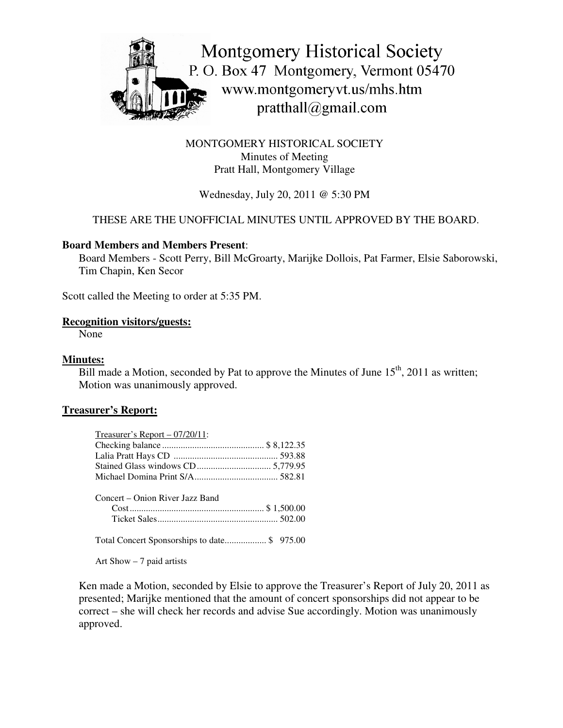Montgomery Historical Society
P. O. Box 47 Montgomery, Vermont 05470
www.montgomeryvt.us/mhs.htm
pratthall@gmail.com

MONTGOMERY HISTORICAL SOCIETY
Minutes of Meeting
Pratt Hall, Montgomery Village

Wednesday, July 20, 2011 @ 5:30 PM

THESE ARE THE UNOFFICIAL MINUTES UNTIL APPROVED BY THE BOARD.

**Board Members and Members Present**:
Board Members - Scott Perry, Bill McGroarty, Marijke Dollois, Pat Farmer, Elsie Saborowski, Tim Chapin, Ken Secor

Scott called the Meeting to order at 5:35 PM.

**Recognition visitors/guests:**
None

**Minutes:**
Bill made a Motion, seconded by Pat to approve the Minutes of June 15th, 2011 as written; Motion was unanimously approved.

**Treasurer's Report:**

Treasurer's Report – 07/20/11:

| | |
|---|---|
| Checking balance | $ 8,122.35 |
| Lalia Pratt Hays CD | 593.88 |
| Stained Glass windows CD | 5,779.95 |
| Michael Domina Print S/A | 582.81 |

Concert – Onion River Jazz Band

| | |
|---|---|
| Cost | $ 1,500.00 |
| Ticket Sales | 502.00 |

Total Concert Sponsorships to date.................. $ 975.00

Art Show – 7 paid artists

Ken made a Motion, seconded by Elsie to approve the Treasurer's Report of July 20, 2011 as presented; Marijke mentioned that the amount of concert sponsorships did not appear to be correct – she will check her records and advise Sue accordingly. Motion was unanimously approved.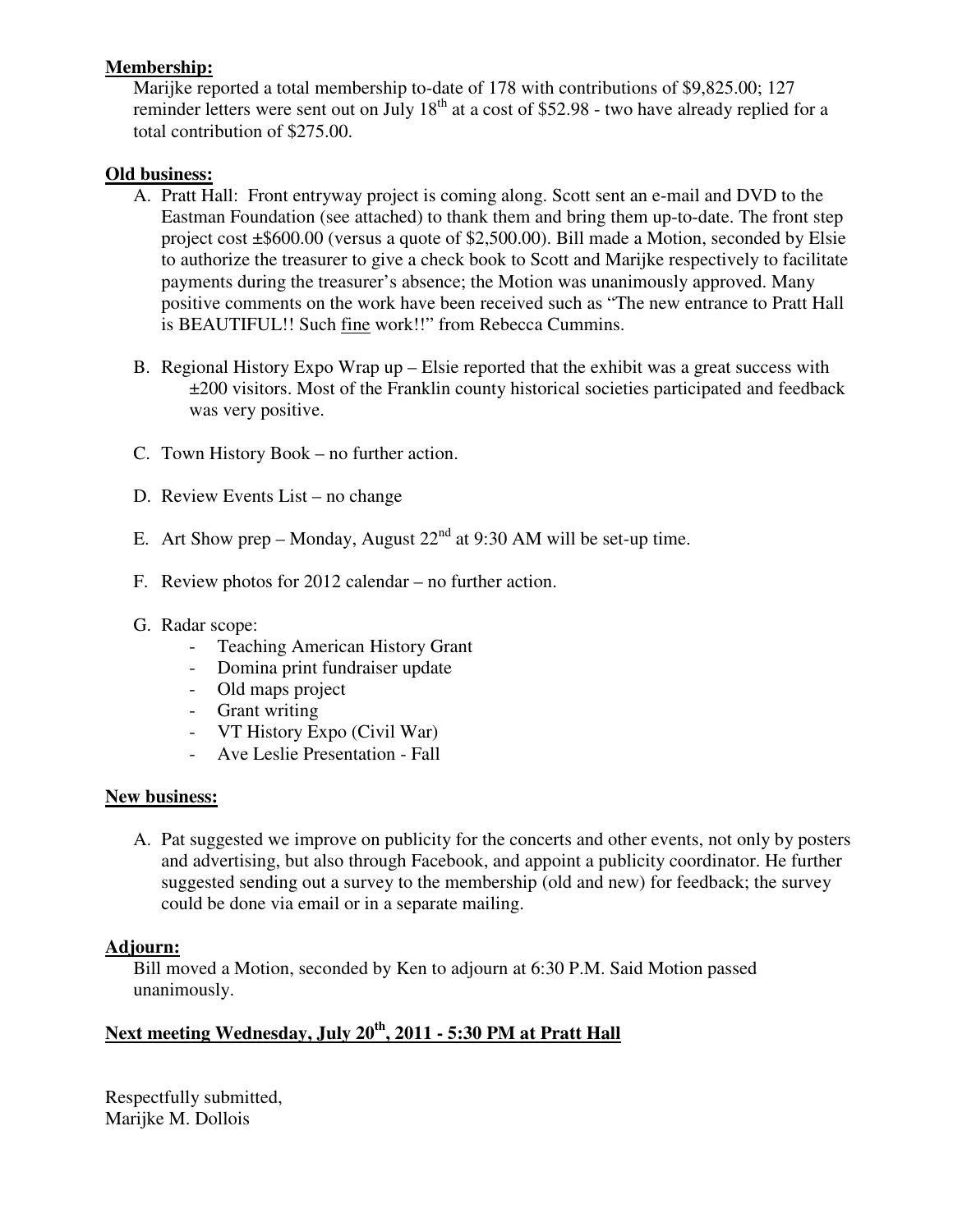**Membership:**

Marijke reported a total membership to-date of 178 with contributions of $9,825.00; 127 reminder letters were sent out on July 18th at a cost of $52.98 - two have already replied for a total contribution of $275.00.

**Old business:**

A. Pratt Hall: Front entryway project is coming along. Scott sent an e-mail and DVD to the Eastman Foundation (see attached) to thank them and bring them up-to-date. The front step project cost ±$600.00 (versus a quote of $2,500.00). Bill made a Motion, seconded by Elsie to authorize the treasurer to give a check book to Scott and Marijke respectively to facilitate payments during the treasurer's absence; the Motion was unanimously approved. Many positive comments on the work have been received such as "The new entrance to Pratt Hall is BEAUTIFUL!! Such fine work!!" from Rebecca Cummins.

B. Regional History Expo Wrap up – Elsie reported that the exhibit was a great success with ±200 visitors. Most of the Franklin county historical societies participated and feedback was very positive.

C. Town History Book – no further action.

D. Review Events List – no change

E. Art Show prep – Monday, August 22nd at 9:30 AM will be set-up time.

F. Review photos for 2012 calendar – no further action.

G. Radar scope:
   - Teaching American History Grant
   - Domina print fundraiser update
   - Old maps project
   - Grant writing
   - VT History Expo (Civil War)
   - Ave Leslie Presentation - Fall

**New business:**

A. Pat suggested we improve on publicity for the concerts and other events, not only by posters and advertising, but also through Facebook, and appoint a publicity coordinator. He further suggested sending out a survey to the membership (old and new) for feedback; the survey could be done via email or in a separate mailing.

**Adjourn:**

Bill moved a Motion, seconded by Ken to adjourn at 6:30 P.M. Said Motion passed unanimously.

**Next meeting Wednesday, July 20th, 2011 - 5:30 PM at Pratt Hall**

Respectfully submitted,
Marijke M. Dollois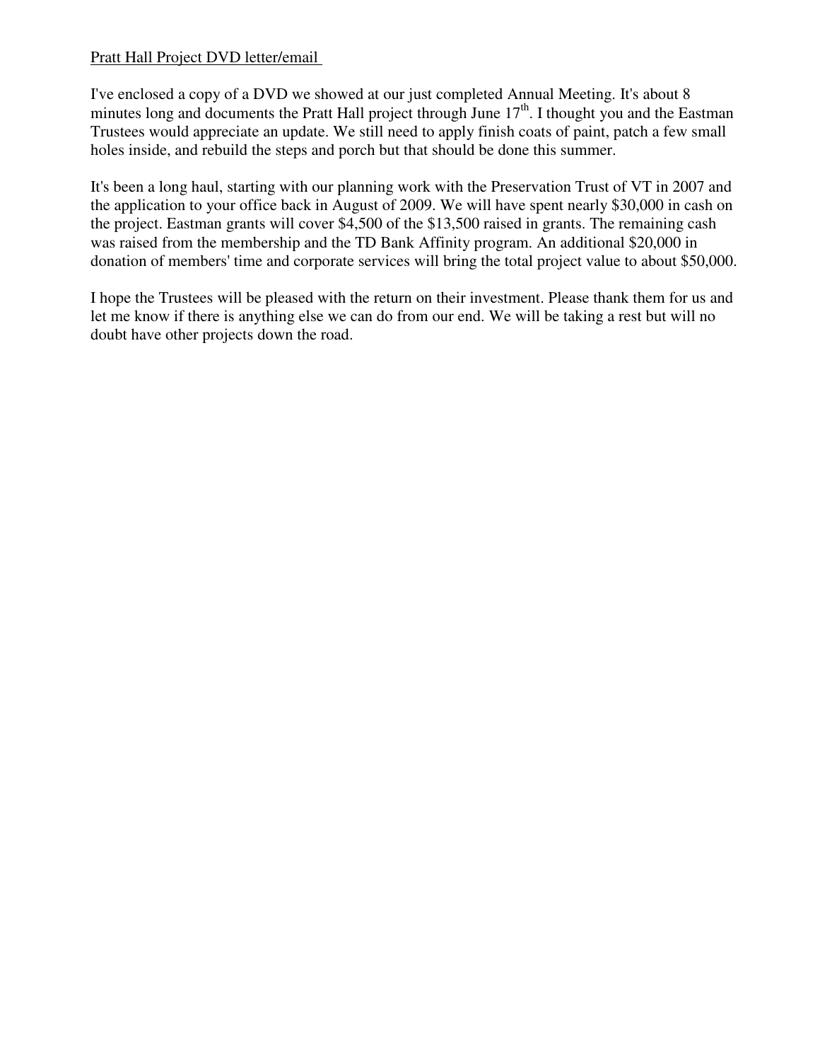Pratt Hall Project DVD letter/email

I've enclosed a copy of a DVD we showed at our just completed Annual Meeting. It's about 8 minutes long and documents the Pratt Hall project through June 17th. I thought you and the Eastman Trustees would appreciate an update. We still need to apply finish coats of paint, patch a few small holes inside, and rebuild the steps and porch but that should be done this summer.

It's been a long haul, starting with our planning work with the Preservation Trust of VT in 2007 and the application to your office back in August of 2009. We will have spent nearly $30,000 in cash on the project. Eastman grants will cover $4,500 of the $13,500 raised in grants. The remaining cash was raised from the membership and the TD Bank Affinity program. An additional $20,000 in donation of members' time and corporate services will bring the total project value to about $50,000.

I hope the Trustees will be pleased with the return on their investment. Please thank them for us and let me know if there is anything else we can do from our end. We will be taking a rest but will no doubt have other projects down the road.